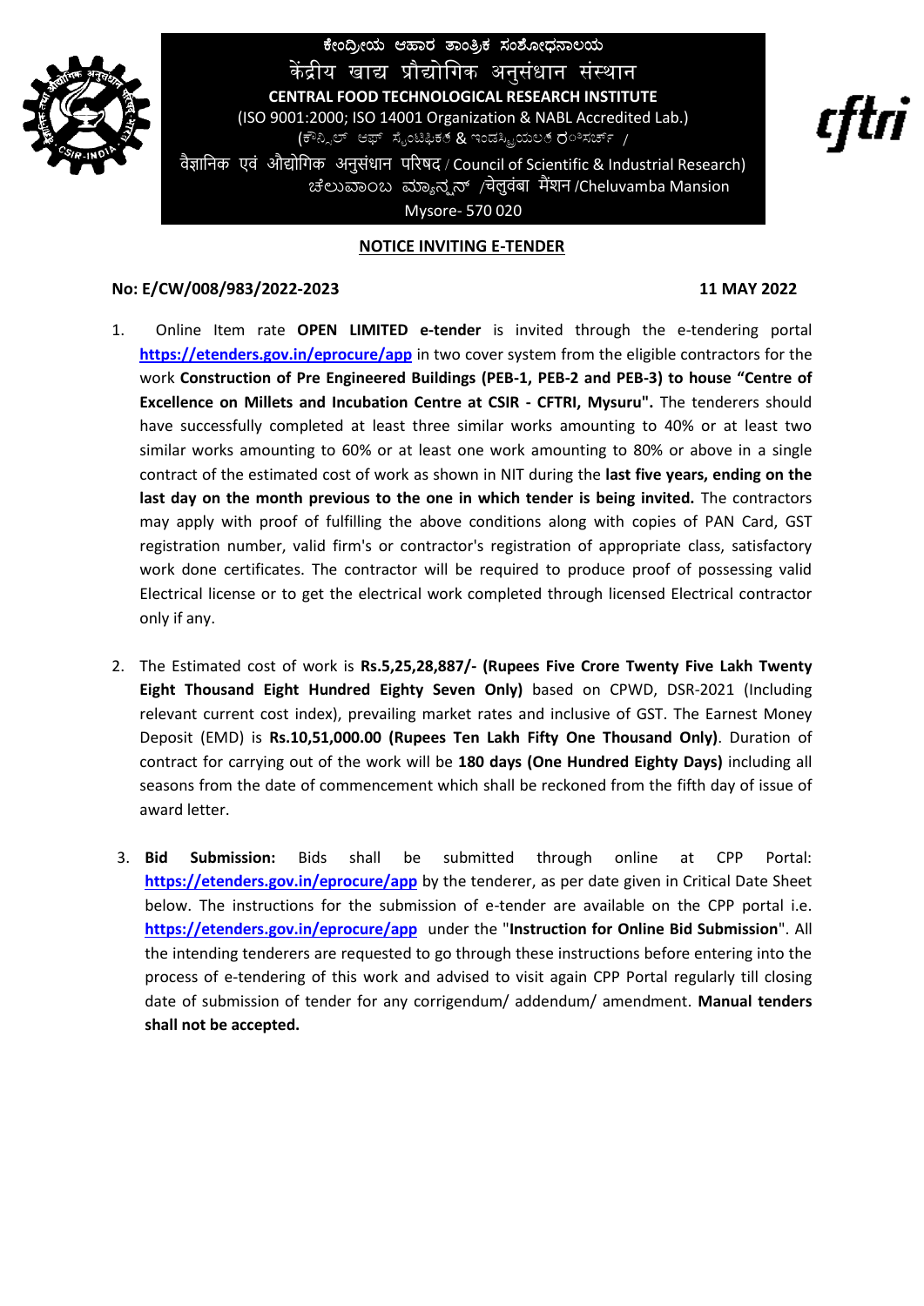ಕೇಂದ್ರೀಯ ಆಹಾರ ತಾಂತ್ರಿಕ ಸಂಶೋಧನಾಲಯ

केंद्रीय खाद्य प्रौद्योगिक अनुसंधान संस्थान

**CENTRAL FOOD TECHNOLOGICAL RESEARCH INSTITUTE**

(ISO 9001:2000; ISO 14001 Organization & NABL Accredited Lab.)

(ಕೌನ್ಸಿಲ್ ಆಫ್ ಸೈಂಟಿಫಿಕ್ & ಇಂಡಸ್ಟ್ರಿಯಲ್ ರಿಸರ್ಚ್ /

वैज्ञानिक एवं औद्योगिक अनुसंधान परिषद / Council of Scientific & Industrial Research)

ಚೆಲುವಾಂಬ ಮ್ಯಾನ್ಶನ್ /चेलुवंबा मैंशन /Cheluvamba Mansion

Mysore- 570 020

cftri

## NOTICE INVITING E-TENDER

**No: E/CW/008/983/2022-2023** **11 MAY 2022**

1. Online Item rate **OPEN LIMITED e-tender** is invited through the e-tendering portal **https://etenders.gov.in/eprocure/app** in two cover system from the eligible contractors for the work **Construction of Pre Engineered Buildings (PEB-1, PEB-2 and PEB-3) to house "Centre of Excellence on Millets and Incubation Centre at CSIR - CFTRI, Mysuru".** The tenderers should have successfully completed at least three similar works amounting to 40% or at least two similar works amounting to 60% or at least one work amounting to 80% or above in a single contract of the estimated cost of work as shown in NIT during the **last five years, ending on the last day on the month previous to the one in which tender is being invited.** The contractors may apply with proof of fulfilling the above conditions along with copies of PAN Card, GST registration number, valid firm's or contractor's registration of appropriate class, satisfactory work done certificates. The contractor will be required to produce proof of possessing valid Electrical license or to get the electrical work completed through licensed Electrical contractor only if any.

2. The Estimated cost of work is **Rs.5,25,28,887/- (Rupees Five Crore Twenty Five Lakh Twenty Eight Thousand Eight Hundred Eighty Seven Only)** based on CPWD, DSR-2021 (Including relevant current cost index), prevailing market rates and inclusive of GST. The Earnest Money Deposit (EMD) is **Rs.10,51,000.00 (Rupees Ten Lakh Fifty One Thousand Only)**. Duration of contract for carrying out of the work will be **180 days (One Hundred Eighty Days)** including all seasons from the date of commencement which shall be reckoned from the fifth day of issue of award letter.

3. **Bid Submission:** Bids shall be submitted through online at CPP Portal: **https://etenders.gov.in/eprocure/app** by the tenderer, as per date given in Critical Date Sheet below. The instructions for the submission of e-tender are available on the CPP portal i.e. **https://etenders.gov.in/eprocure/app** under the "**Instruction for Online Bid Submission**". All the intending tenderers are requested to go through these instructions before entering into the process of e-tendering of this work and advised to visit again CPP Portal regularly till closing date of submission of tender for any corrigendum/ addendum/ amendment. **Manual tenders shall not be accepted.**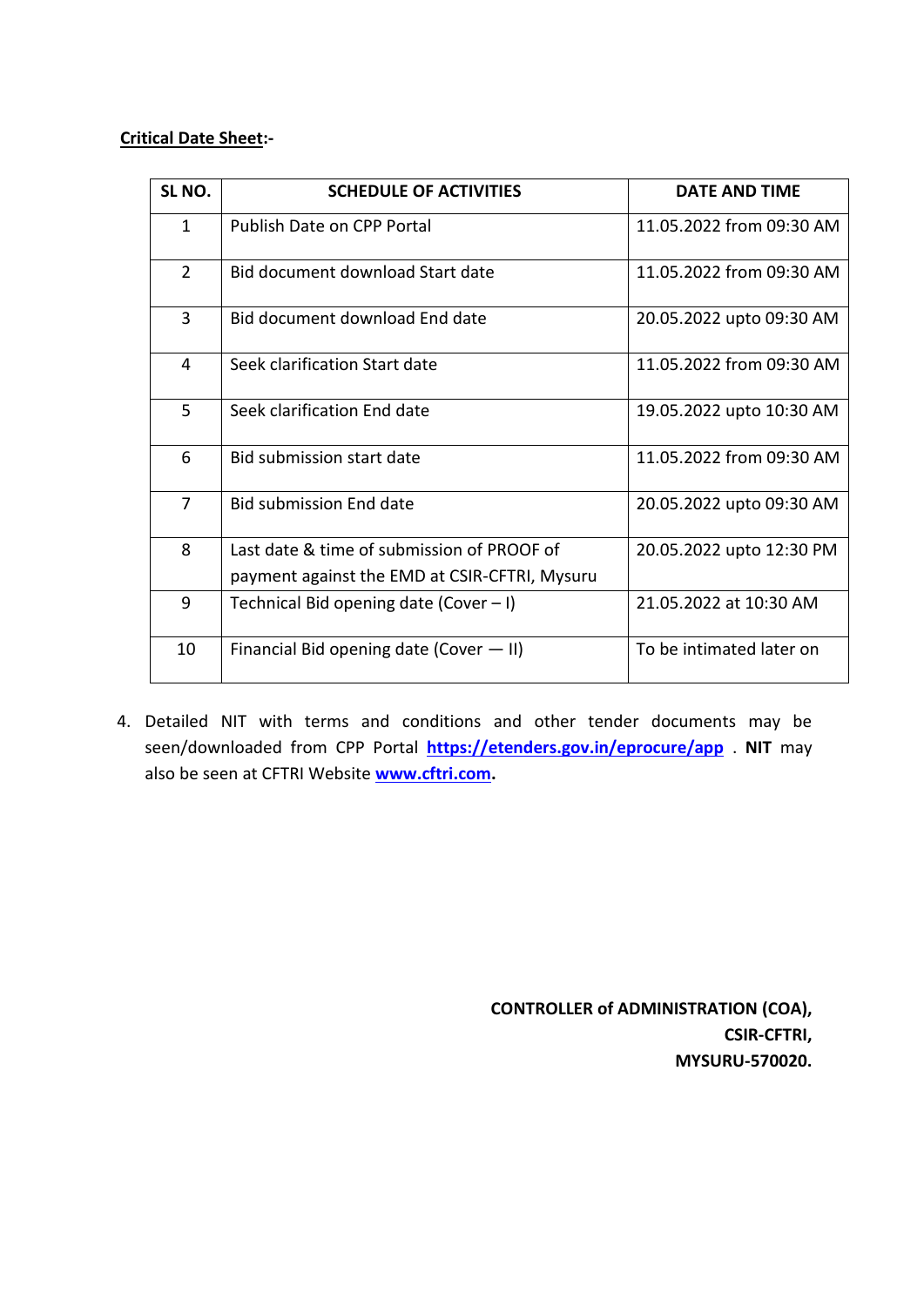**<u>Critical Date Sheet</u>:-**

| SL NO. | SCHEDULE OF ACTIVITIES | DATE AND TIME |
|---|---|---|
| 1 | Publish Date on CPP Portal | 11.05.2022 from 09:30 AM |
| 2 | Bid document download Start date | 11.05.2022 from 09:30 AM |
| 3 | Bid document download End date | 20.05.2022 upto 09:30 AM |
| 4 | Seek clarification Start date | 11.05.2022 from 09:30 AM |
| 5 | Seek clarification End date | 19.05.2022 upto 10:30 AM |
| 6 | Bid submission start date | 11.05.2022 from 09:30 AM |
| 7 | Bid submission End date | 20.05.2022 upto 09:30 AM |
| 8 | Last date & time of submission of PROOF of payment against the EMD at CSIR-CFTRI, Mysuru | 20.05.2022 upto 12:30 PM |
| 9 | Technical Bid opening date (Cover – I) | 21.05.2022 at 10:30 AM |
| 10 | Financial Bid opening date (Cover — II) | To be intimated later on |

4. Detailed NIT with terms and conditions and other tender documents may be seen/downloaded from CPP Portal **https://etenders.gov.in/eprocure/app** . **NIT** may also be seen at CFTRI Website **www.cftri.com.**

**CONTROLLER of ADMINISTRATION (COA),**
**CSIR-CFTRI,**
**MYSURU-570020.**